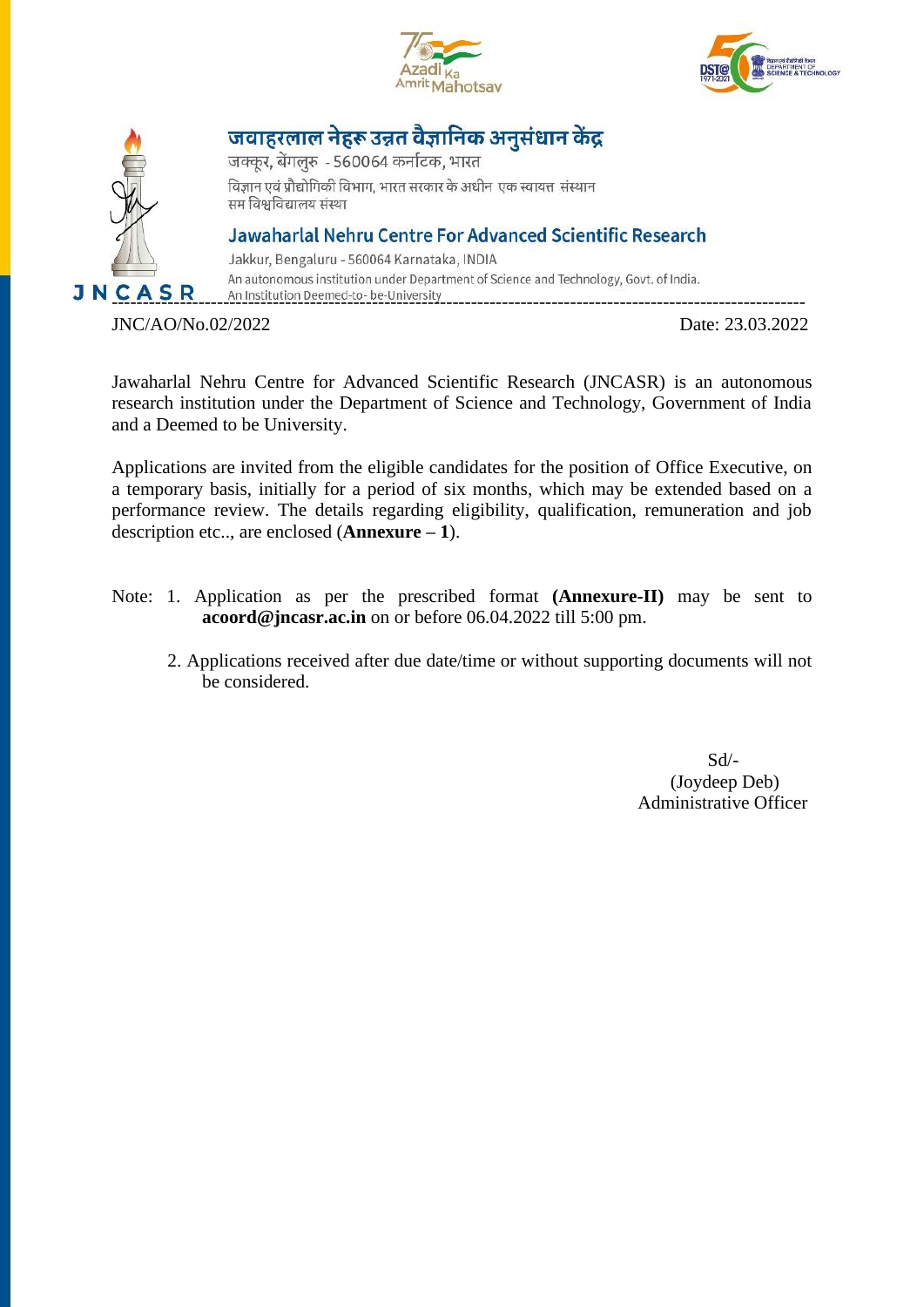# जवाहरलाल नेहरू उन्नत वैज्ञानिक अनुसंधान केंद्र

जक्कूर, बेंगलुरु - 560064 कर्नाटक, भारत

विज्ञान एवं प्रौद्योगिकी विभाग, भारत सरकार के अधीन एक स्वायत्त संस्थान

सम विश्वविद्यालय संस्था

# Jawaharlal Nehru Centre For Advanced Scientific Research

Jakkur, Bengaluru - 560064 Karnataka, INDIA

An autonomous institution under Department of Science and Technology, Govt. of India.

An Institution Deemed-to-be-University

JNC/AO/No.02/2022 Date: 23.03.2022

Jawaharlal Nehru Centre for Advanced Scientific Research (JNCASR) is an autonomous research institution under the Department of Science and Technology, Government of India and a Deemed to be University.

Applications are invited from the eligible candidates for the position of Office Executive, on a temporary basis, initially for a period of six months, which may be extended based on a performance review. The details regarding eligibility, qualification, remuneration and job description etc.., are enclosed (**Annexure – 1**).

Note:
1. Application as per the prescribed format **(Annexure-II)** may be sent to **acoord@jncasr.ac.in** on or before 06.04.2022 till 5:00 pm.
2. Applications received after due date/time or without supporting documents will not be considered.

Sd/-
(Joydeep Deb)
Administrative Officer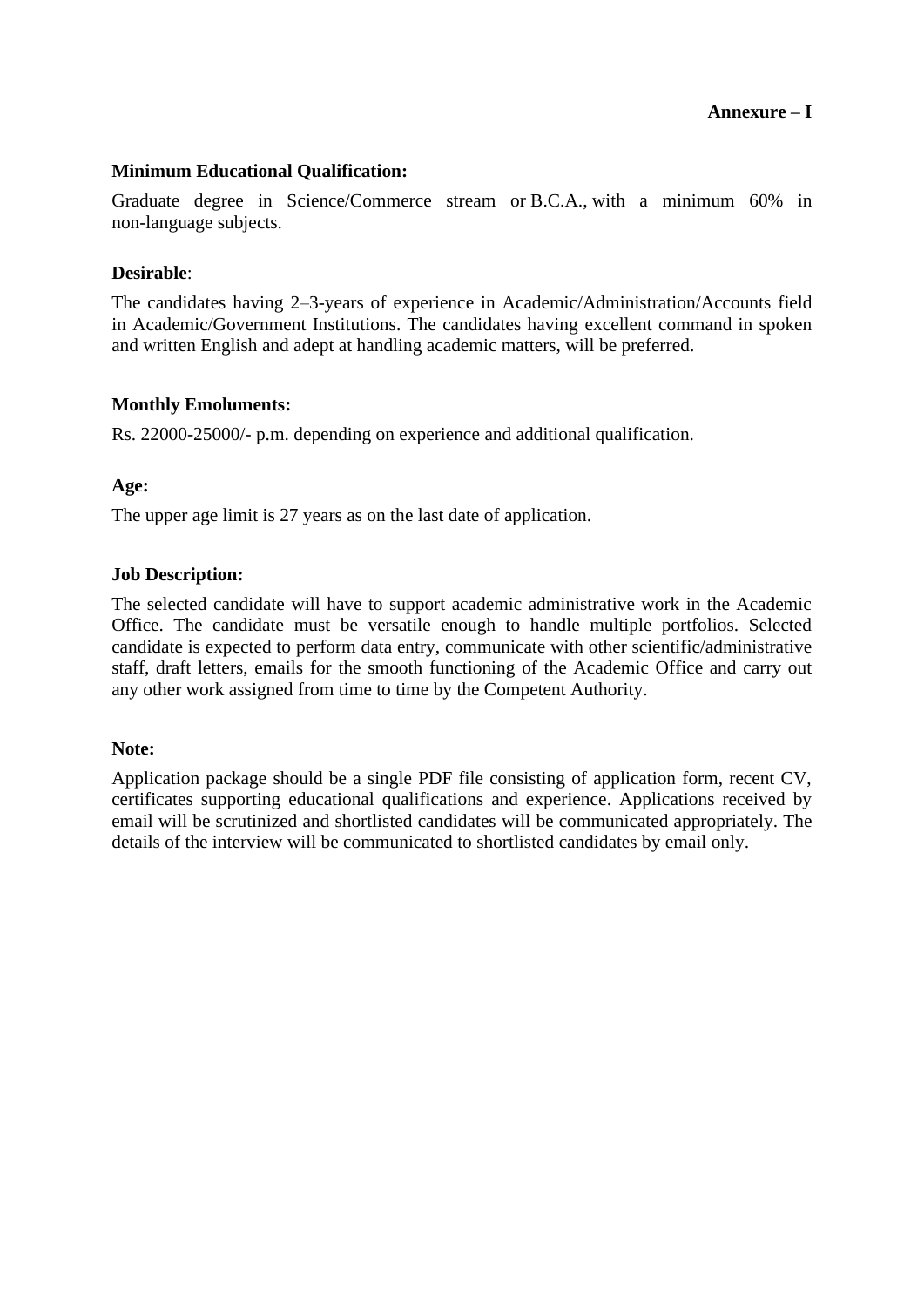**Annexure – I**

**Minimum Educational Qualification:**

Graduate degree in Science/Commerce stream or B.C.A., with a minimum 60% in non-language subjects.

**Desirable**:

The candidates having 2–3-years of experience in Academic/Administration/Accounts field in Academic/Government Institutions. The candidates having excellent command in spoken and written English and adept at handling academic matters, will be preferred.

**Monthly Emoluments:**

Rs. 22000-25000/- p.m. depending on experience and additional qualification.

**Age:**

The upper age limit is 27 years as on the last date of application.

**Job Description:**

The selected candidate will have to support academic administrative work in the Academic Office. The candidate must be versatile enough to handle multiple portfolios. Selected candidate is expected to perform data entry, communicate with other scientific/administrative staff, draft letters, emails for the smooth functioning of the Academic Office and carry out any other work assigned from time to time by the Competent Authority.

**Note:**

Application package should be a single PDF file consisting of application form, recent CV, certificates supporting educational qualifications and experience. Applications received by email will be scrutinized and shortlisted candidates will be communicated appropriately. The details of the interview will be communicated to shortlisted candidates by email only.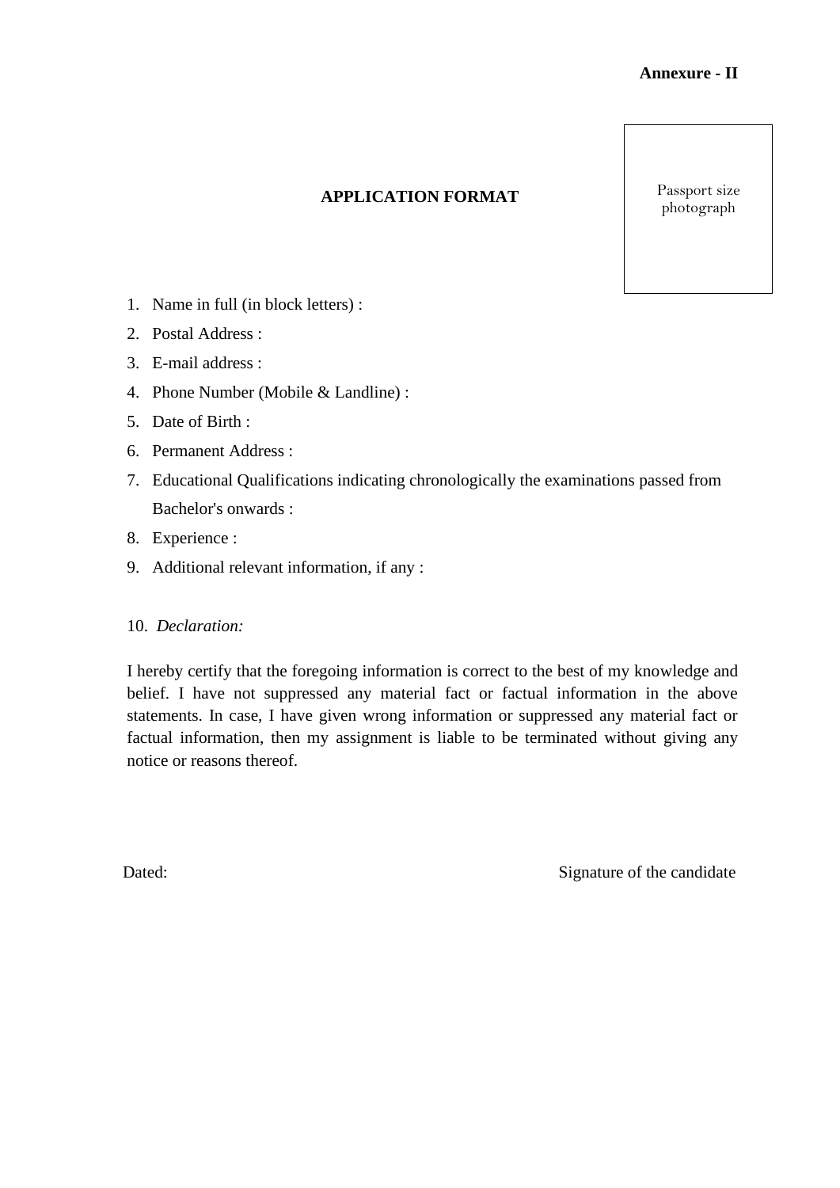**Annexure - II**

Passport size photograph

## APPLICATION FORMAT

1. Name in full (in block letters) :
2. Postal Address :
3. E-mail address :
4. Phone Number (Mobile & Landline) :
5. Date of Birth :
6. Permanent Address :
7. Educational Qualifications indicating chronologically the examinations passed from Bachelor's onwards :
8. Experience :
9. Additional relevant information, if any :

10. *Declaration:*

I hereby certify that the foregoing information is correct to the best of my knowledge and belief. I have not suppressed any material fact or factual information in the above statements. In case, I have given wrong information or suppressed any material fact or factual information, then my assignment is liable to be terminated without giving any notice or reasons thereof.

Dated: Signature of the candidate